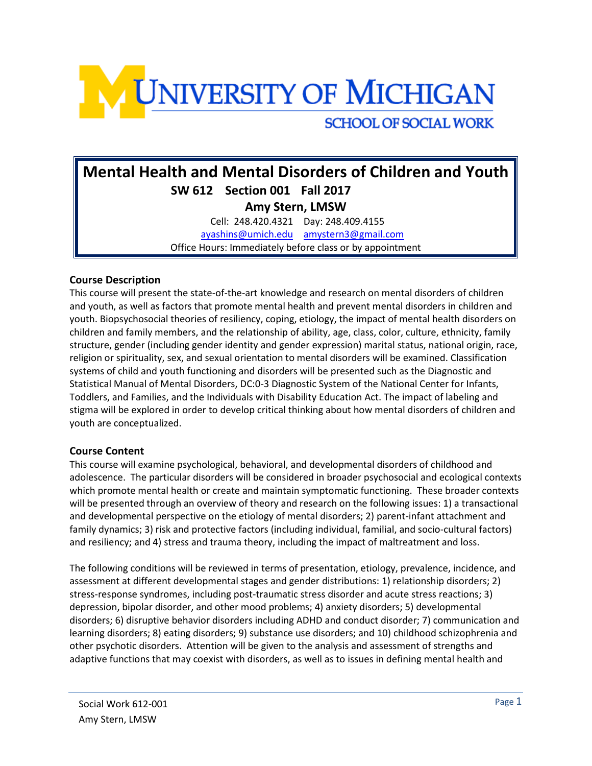# UNIVERSITY OF MICHIGAN

SCHOOL OF SOCIAL WORK

## Mental Health and Mental Disorders of Children and Youth

**SW 612 Section 001 Fall 2017**

**Amy Stern, LMSW**

Cell: 248.420.4321 Day: 248.409.4155

ayashins@umich.edu amystern3@gmail.com

Office Hours: Immediately before class or by appointment

### Course Description

This course will present the state-of-the-art knowledge and research on mental disorders of children and youth, as well as factors that promote mental health and prevent mental disorders in children and youth. Biopsychosocial theories of resiliency, coping, etiology, the impact of mental health disorders on children and family members, and the relationship of ability, age, class, color, culture, ethnicity, family structure, gender (including gender identity and gender expression) marital status, national origin, race, religion or spirituality, sex, and sexual orientation to mental disorders will be examined. Classification systems of child and youth functioning and disorders will be presented such as the Diagnostic and Statistical Manual of Mental Disorders, DC:0-3 Diagnostic System of the National Center for Infants, Toddlers, and Families, and the Individuals with Disability Education Act. The impact of labeling and stigma will be explored in order to develop critical thinking about how mental disorders of children and youth are conceptualized.

### Course Content

This course will examine psychological, behavioral, and developmental disorders of childhood and adolescence. The particular disorders will be considered in broader psychosocial and ecological contexts which promote mental health or create and maintain symptomatic functioning. These broader contexts will be presented through an overview of theory and research on the following issues: 1) a transactional and developmental perspective on the etiology of mental disorders; 2) parent-infant attachment and family dynamics; 3) risk and protective factors (including individual, familial, and socio-cultural factors) and resiliency; and 4) stress and trauma theory, including the impact of maltreatment and loss.

The following conditions will be reviewed in terms of presentation, etiology, prevalence, incidence, and assessment at different developmental stages and gender distributions: 1) relationship disorders; 2) stress-response syndromes, including post-traumatic stress disorder and acute stress reactions; 3) depression, bipolar disorder, and other mood problems; 4) anxiety disorders; 5) developmental disorders; 6) disruptive behavior disorders including ADHD and conduct disorder; 7) communication and learning disorders; 8) eating disorders; 9) substance use disorders; and 10) childhood schizophrenia and other psychotic disorders. Attention will be given to the analysis and assessment of strengths and adaptive functions that may coexist with disorders, as well as to issues in defining mental health and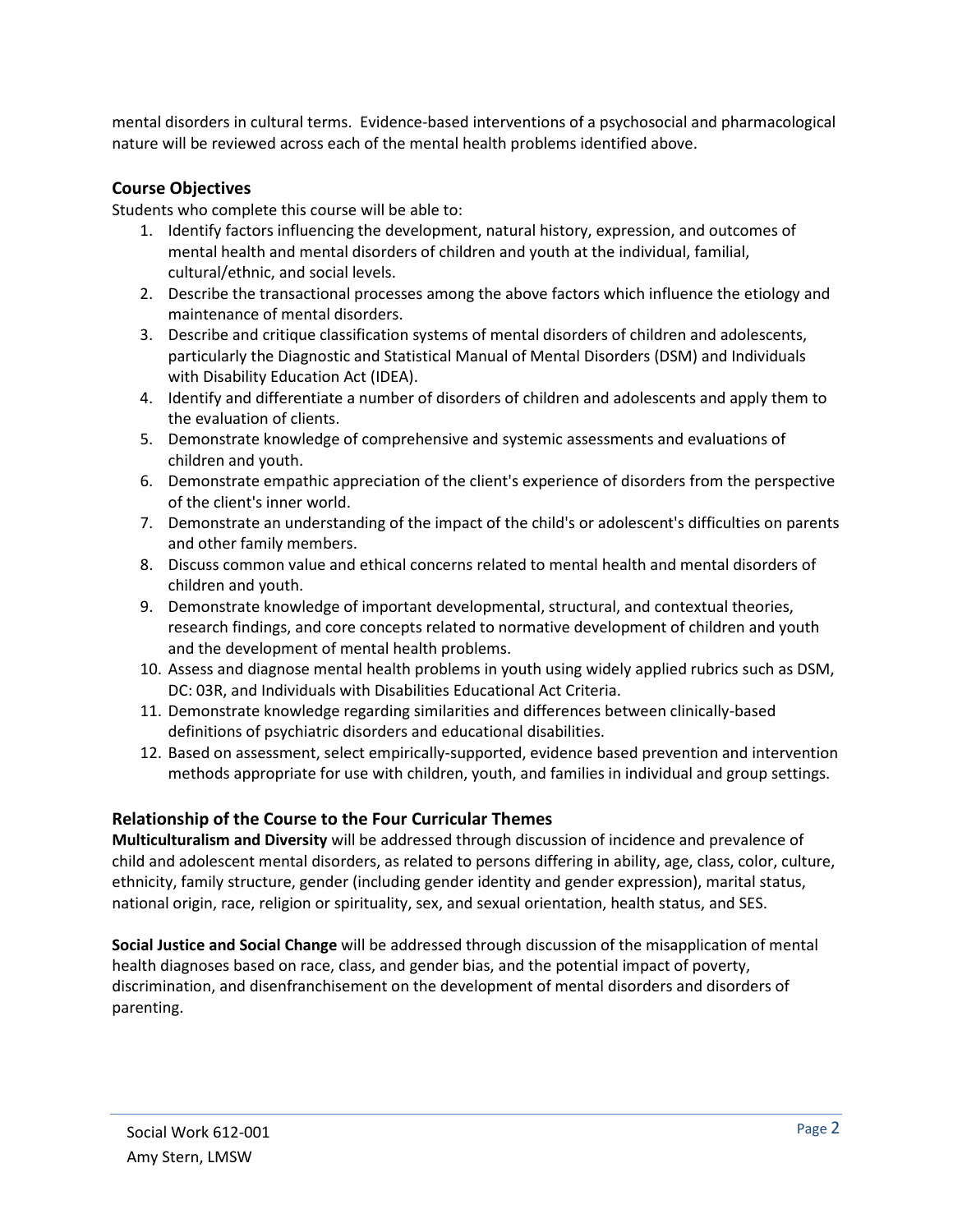mental disorders in cultural terms.  Evidence-based interventions of a psychosocial and pharmacological nature will be reviewed across each of the mental health problems identified above.

## Course Objectives

Students who complete this course will be able to:

1. Identify factors influencing the development, natural history, expression, and outcomes of mental health and mental disorders of children and youth at the individual, familial, cultural/ethnic, and social levels.
2. Describe the transactional processes among the above factors which influence the etiology and maintenance of mental disorders.
3. Describe and critique classification systems of mental disorders of children and adolescents, particularly the Diagnostic and Statistical Manual of Mental Disorders (DSM) and Individuals with Disability Education Act (IDEA).
4. Identify and differentiate a number of disorders of children and adolescents and apply them to the evaluation of clients.
5. Demonstrate knowledge of comprehensive and systemic assessments and evaluations of children and youth.
6. Demonstrate empathic appreciation of the client's experience of disorders from the perspective of the client's inner world.
7. Demonstrate an understanding of the impact of the child's or adolescent's difficulties on parents and other family members.
8. Discuss common value and ethical concerns related to mental health and mental disorders of children and youth.
9. Demonstrate knowledge of important developmental, structural, and contextual theories, research findings, and core concepts related to normative development of children and youth and the development of mental health problems.
10. Assess and diagnose mental health problems in youth using widely applied rubrics such as DSM, DC: 03R, and Individuals with Disabilities Educational Act Criteria.
11. Demonstrate knowledge regarding similarities and differences between clinically-based definitions of psychiatric disorders and educational disabilities.
12. Based on assessment, select empirically-supported, evidence based prevention and intervention methods appropriate for use with children, youth, and families in individual and group settings.

## Relationship of the Course to the Four Curricular Themes

**Multiculturalism and Diversity** will be addressed through discussion of incidence and prevalence of child and adolescent mental disorders, as related to persons differing in ability, age, class, color, culture, ethnicity, family structure, gender (including gender identity and gender expression), marital status, national origin, race, religion or spirituality, sex, and sexual orientation, health status, and SES.

**Social Justice and Social Change** will be addressed through discussion of the misapplication of mental health diagnoses based on race, class, and gender bias, and the potential impact of poverty, discrimination, and disenfranchisement on the development of mental disorders and disorders of parenting.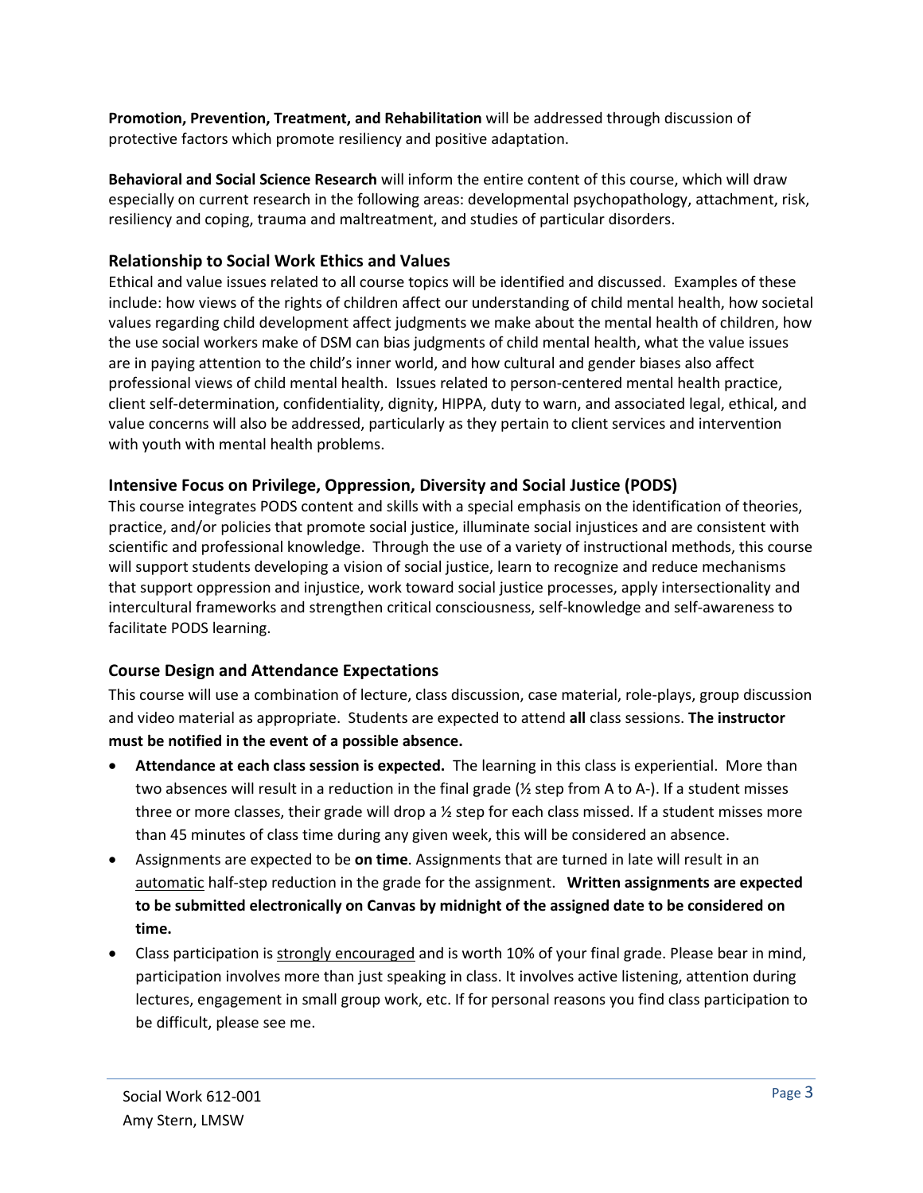**Promotion, Prevention, Treatment, and Rehabilitation** will be addressed through discussion of protective factors which promote resiliency and positive adaptation.

**Behavioral and Social Science Research** will inform the entire content of this course, which will draw especially on current research in the following areas: developmental psychopathology, attachment, risk, resiliency and coping, trauma and maltreatment, and studies of particular disorders.

### Relationship to Social Work Ethics and Values

Ethical and value issues related to all course topics will be identified and discussed. Examples of these include: how views of the rights of children affect our understanding of child mental health, how societal values regarding child development affect judgments we make about the mental health of children, how the use social workers make of DSM can bias judgments of child mental health, what the value issues are in paying attention to the child's inner world, and how cultural and gender biases also affect professional views of child mental health. Issues related to person-centered mental health practice, client self-determination, confidentiality, dignity, HIPPA, duty to warn, and associated legal, ethical, and value concerns will also be addressed, particularly as they pertain to client services and intervention with youth with mental health problems.

### Intensive Focus on Privilege, Oppression, Diversity and Social Justice (PODS)

This course integrates PODS content and skills with a special emphasis on the identification of theories, practice, and/or policies that promote social justice, illuminate social injustices and are consistent with scientific and professional knowledge. Through the use of a variety of instructional methods, this course will support students developing a vision of social justice, learn to recognize and reduce mechanisms that support oppression and injustice, work toward social justice processes, apply intersectionality and intercultural frameworks and strengthen critical consciousness, self-knowledge and self-awareness to facilitate PODS learning.

### Course Design and Attendance Expectations

This course will use a combination of lecture, class discussion, case material, role-plays, group discussion and video material as appropriate. Students are expected to attend **all** class sessions. **The instructor must be notified in the event of a possible absence.**

- **Attendance at each class session is expected.** The learning in this class is experiential. More than two absences will result in a reduction in the final grade (½ step from A to A-). If a student misses three or more classes, their grade will drop a ½ step for each class missed. If a student misses more than 45 minutes of class time during any given week, this will be considered an absence.
- Assignments are expected to be **on time**. Assignments that are turned in late will result in an automatic half-step reduction in the grade for the assignment. **Written assignments are expected to be submitted electronically on Canvas by midnight of the assigned date to be considered on time.**
- Class participation is strongly encouraged and is worth 10% of your final grade. Please bear in mind, participation involves more than just speaking in class. It involves active listening, attention during lectures, engagement in small group work, etc. If for personal reasons you find class participation to be difficult, please see me.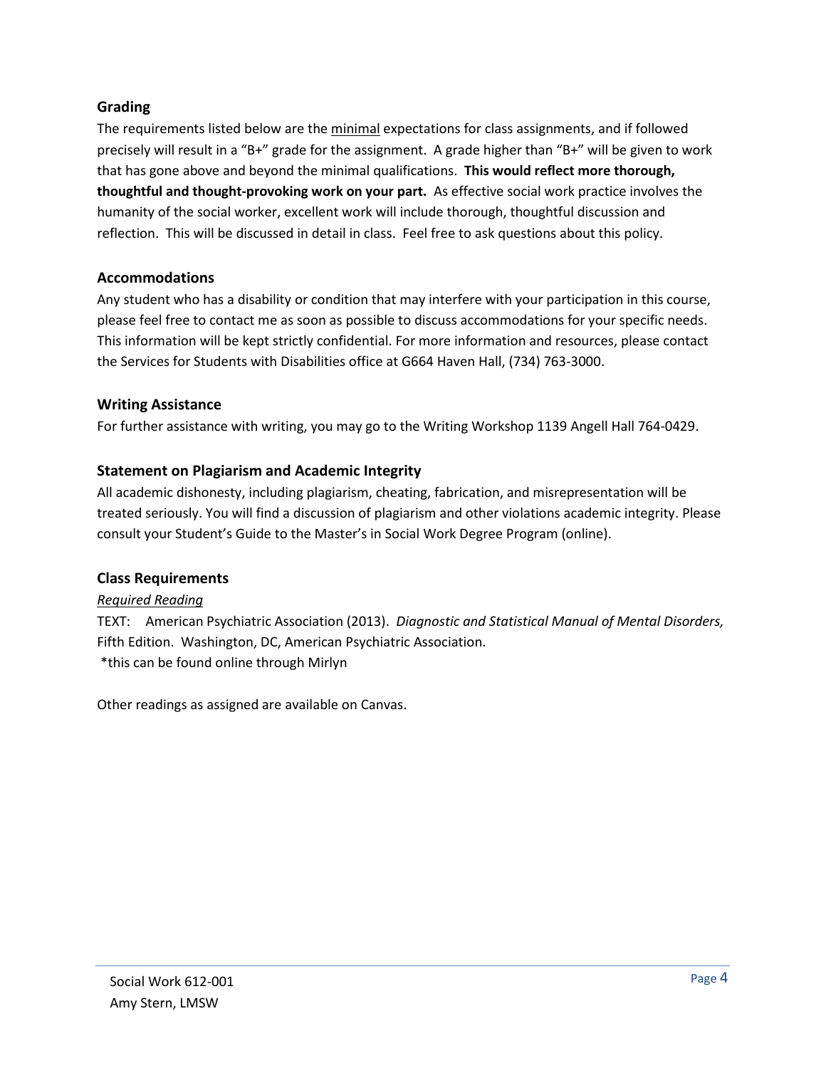### Grading

The requirements listed below are the <u>minimal</u> expectations for class assignments, and if followed precisely will result in a "B+" grade for the assignment. A grade higher than "B+" will be given to work that has gone above and beyond the minimal qualifications. **This would reflect more thorough, thoughtful and thought-provoking work on your part.** As effective social work practice involves the humanity of the social worker, excellent work will include thorough, thoughtful discussion and reflection. This will be discussed in detail in class. Feel free to ask questions about this policy.

### Accommodations

Any student who has a disability or condition that may interfere with your participation in this course, please feel free to contact me as soon as possible to discuss accommodations for your specific needs. This information will be kept strictly confidential. For more information and resources, please contact the Services for Students with Disabilities office at G664 Haven Hall, (734) 763-3000.

### Writing Assistance

For further assistance with writing, you may go to the Writing Workshop 1139 Angell Hall 764-0429.

### Statement on Plagiarism and Academic Integrity

All academic dishonesty, including plagiarism, cheating, fabrication, and misrepresentation will be treated seriously. You will find a discussion of plagiarism and other violations academic integrity. Please consult your Student's Guide to the Master's in Social Work Degree Program (online).

### Class Requirements

*<u>Required Reading</u>*

TEXT: American Psychiatric Association (2013). *Diagnostic and Statistical Manual of Mental Disorders,* Fifth Edition. Washington, DC, American Psychiatric Association.
*this can be found online through Mirlyn

Other readings as assigned are available on Canvas.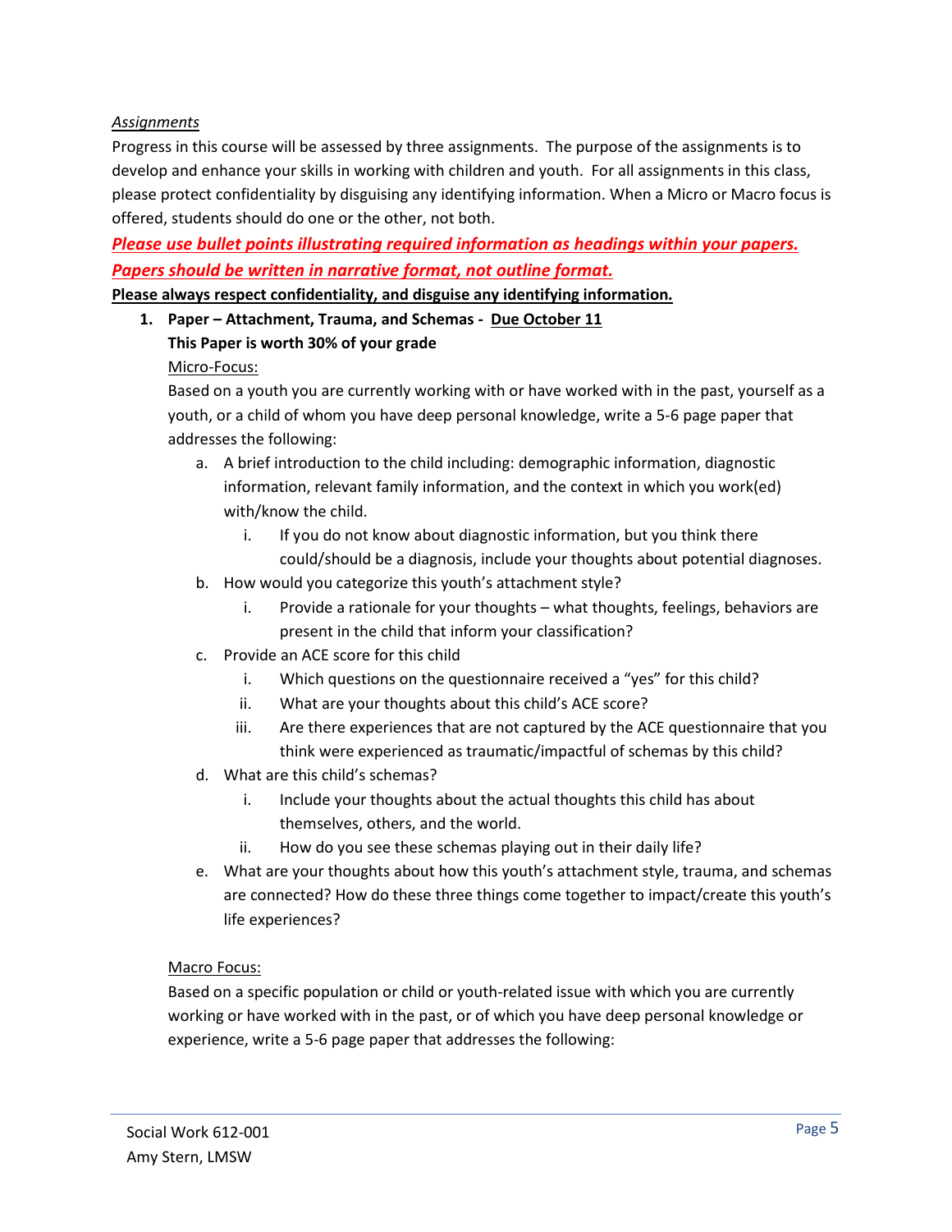*Assignments*

Progress in this course will be assessed by three assignments. The purpose of the assignments is to develop and enhance your skills in working with children and youth. For all assignments in this class, please protect confidentiality by disguising any identifying information. When a Micro or Macro focus is offered, students should do one or the other, not both.

***Please use bullet points illustrating required information as headings within your papers.***

***Papers should be written in narrative format, not outline format.***

**Please always respect confidentiality, and disguise any identifying information.**

1. **Paper – Attachment, Trauma, and Schemas - Due October 11**

   **This Paper is worth 30% of your grade**

   Micro-Focus:

   Based on a youth you are currently working with or have worked with in the past, yourself as a youth, or a child of whom you have deep personal knowledge, write a 5-6 page paper that addresses the following:

   a. A brief introduction to the child including: demographic information, diagnostic information, relevant family information, and the context in which you work(ed) with/know the child.
      i. If you do not know about diagnostic information, but you think there could/should be a diagnosis, include your thoughts about potential diagnoses.
   b. How would you categorize this youth's attachment style?
      i. Provide a rationale for your thoughts – what thoughts, feelings, behaviors are present in the child that inform your classification?
   c. Provide an ACE score for this child
      i. Which questions on the questionnaire received a "yes" for this child?
      ii. What are your thoughts about this child's ACE score?
      iii. Are there experiences that are not captured by the ACE questionnaire that you think were experienced as traumatic/impactful of schemas by this child?
   d. What are this child's schemas?
      i. Include your thoughts about the actual thoughts this child has about themselves, others, and the world.
      ii. How do you see these schemas playing out in their daily life?
   e. What are your thoughts about how this youth's attachment style, trauma, and schemas are connected? How do these three things come together to impact/create this youth's life experiences?

   Macro Focus:

   Based on a specific population or child or youth-related issue with which you are currently working or have worked with in the past, or of which you have deep personal knowledge or experience, write a 5-6 page paper that addresses the following: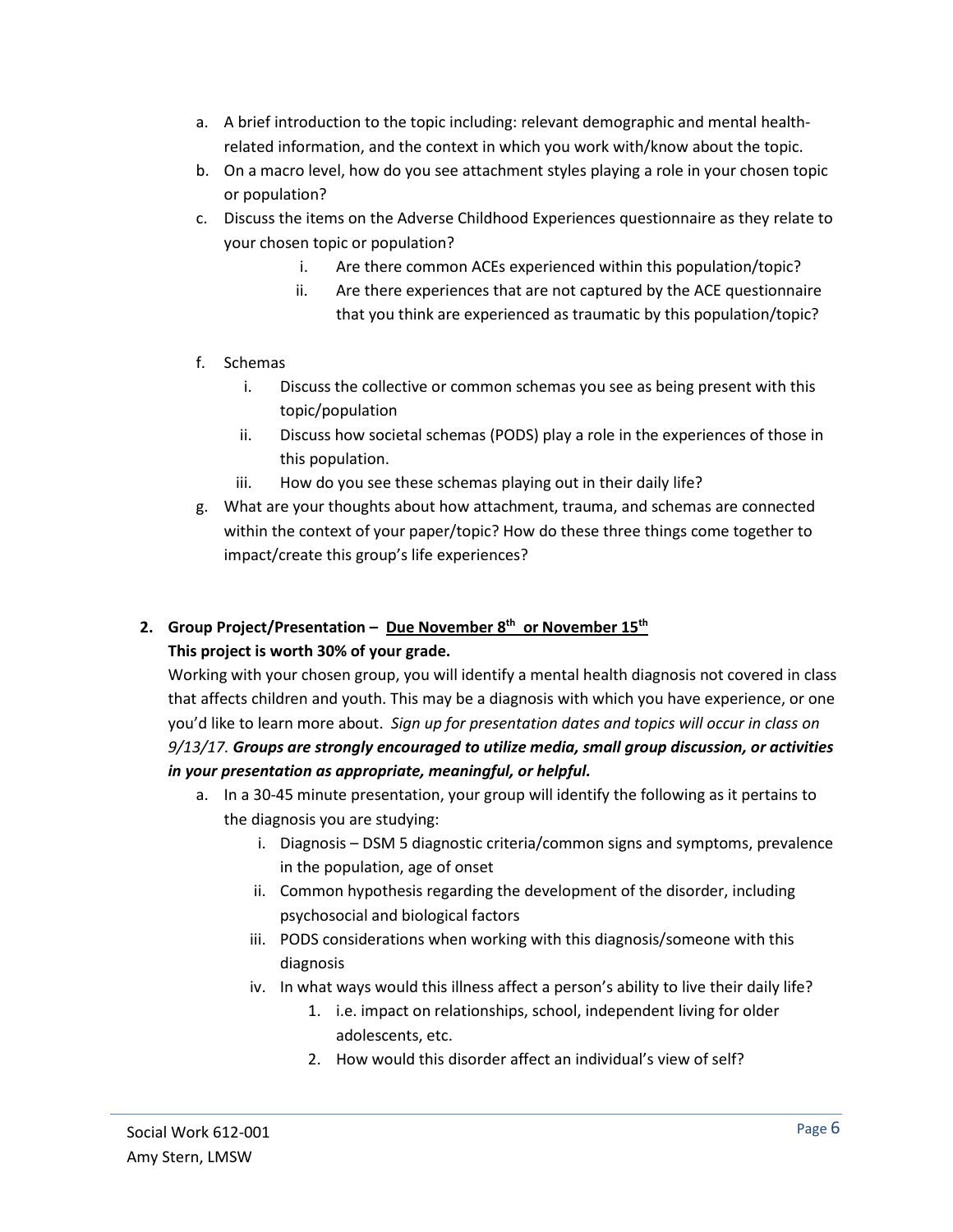a. A brief introduction to the topic including: relevant demographic and mental health-related information, and the context in which you work with/know about the topic.

b. On a macro level, how do you see attachment styles playing a role in your chosen topic or population?

c. Discuss the items on the Adverse Childhood Experiences questionnaire as they relate to your chosen topic or population?

   i. Are there common ACEs experienced within this population/topic?

   ii. Are there experiences that are not captured by the ACE questionnaire that you think are experienced as traumatic by this population/topic?

f. Schemas

   i. Discuss the collective or common schemas you see as being present with this topic/population

   ii. Discuss how societal schemas (PODS) play a role in the experiences of those in this population.

   iii. How do you see these schemas playing out in their daily life?

g. What are your thoughts about how attachment, trauma, and schemas are connected within the context of your paper/topic? How do these three things come together to impact/create this group's life experiences?

**2. Group Project/Presentation – <u>Due November 8th or November 15th</u>**

**This project is worth 30% of your grade.**

Working with your chosen group, you will identify a mental health diagnosis not covered in class that affects children and youth. This may be a diagnosis with which you have experience, or one you'd like to learn more about. *Sign up for presentation dates and topics will occur in class on 9/13/17.* ***Groups are strongly encouraged to utilize media, small group discussion, or activities in your presentation as appropriate, meaningful, or helpful.***

a. In a 30-45 minute presentation, your group will identify the following as it pertains to the diagnosis you are studying:

   i. Diagnosis – DSM 5 diagnostic criteria/common signs and symptoms, prevalence in the population, age of onset

   ii. Common hypothesis regarding the development of the disorder, including psychosocial and biological factors

   iii. PODS considerations when working with this diagnosis/someone with this diagnosis

   iv. In what ways would this illness affect a person's ability to live their daily life?

      1. i.e. impact on relationships, school, independent living for older adolescents, etc.
      2. How would this disorder affect an individual's view of self?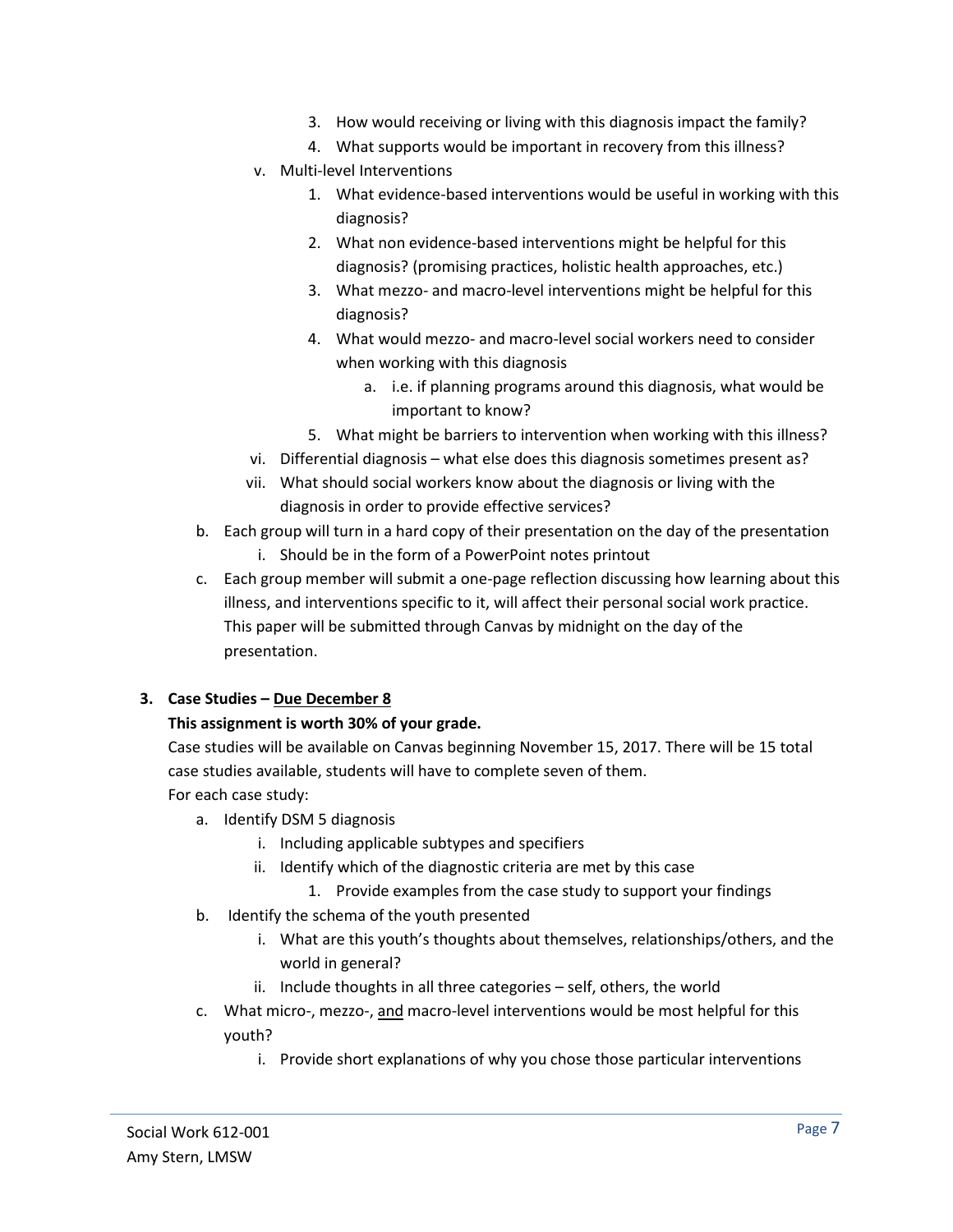3. How would receiving or living with this diagnosis impact the family?
4. What supports would be important in recovery from this illness?

v. Multi-level Interventions

1. What evidence-based interventions would be useful in working with this diagnosis?
2. What non evidence-based interventions might be helpful for this diagnosis? (promising practices, holistic health approaches, etc.)
3. What mezzo- and macro-level interventions might be helpful for this diagnosis?
4. What would mezzo- and macro-level social workers need to consider when working with this diagnosis
   a. i.e. if planning programs around this diagnosis, what would be important to know?
5. What might be barriers to intervention when working with this illness?

vi. Differential diagnosis – what else does this diagnosis sometimes present as?

vii. What should social workers know about the diagnosis or living with the diagnosis in order to provide effective services?

b. Each group will turn in a hard copy of their presentation on the day of the presentation

i. Should be in the form of a PowerPoint notes printout

c. Each group member will submit a one-page reflection discussing how learning about this illness, and interventions specific to it, will affect their personal social work practice. This paper will be submitted through Canvas by midnight on the day of the presentation.

**3. Case Studies – <u>Due December 8</u>**

**This assignment is worth 30% of your grade.**

Case studies will be available on Canvas beginning November 15, 2017. There will be 15 total case studies available, students will have to complete seven of them.

For each case study:

a. Identify DSM 5 diagnosis

i. Including applicable subtypes and specifiers

ii. Identify which of the diagnostic criteria are met by this case

1. Provide examples from the case study to support your findings

b. Identify the schema of the youth presented

i. What are this youth's thoughts about themselves, relationships/others, and the world in general?

ii. Include thoughts in all three categories – self, others, the world

c. What micro-, mezzo-, <u>and</u> macro-level interventions would be most helpful for this youth?

i. Provide short explanations of why you chose those particular interventions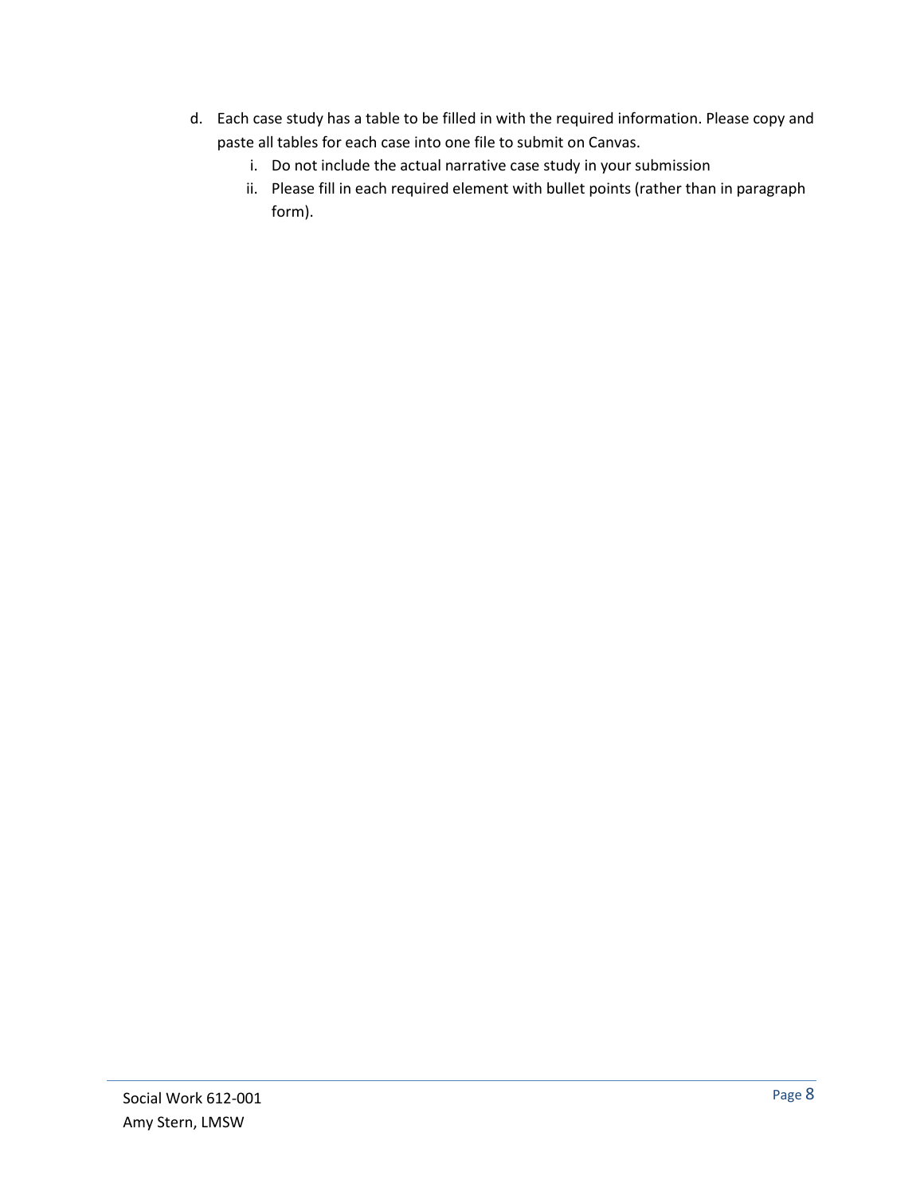d. Each case study has a table to be filled in with the required information. Please copy and paste all tables for each case into one file to submit on Canvas.
    i. Do not include the actual narrative case study in your submission
    ii. Please fill in each required element with bullet points (rather than in paragraph form).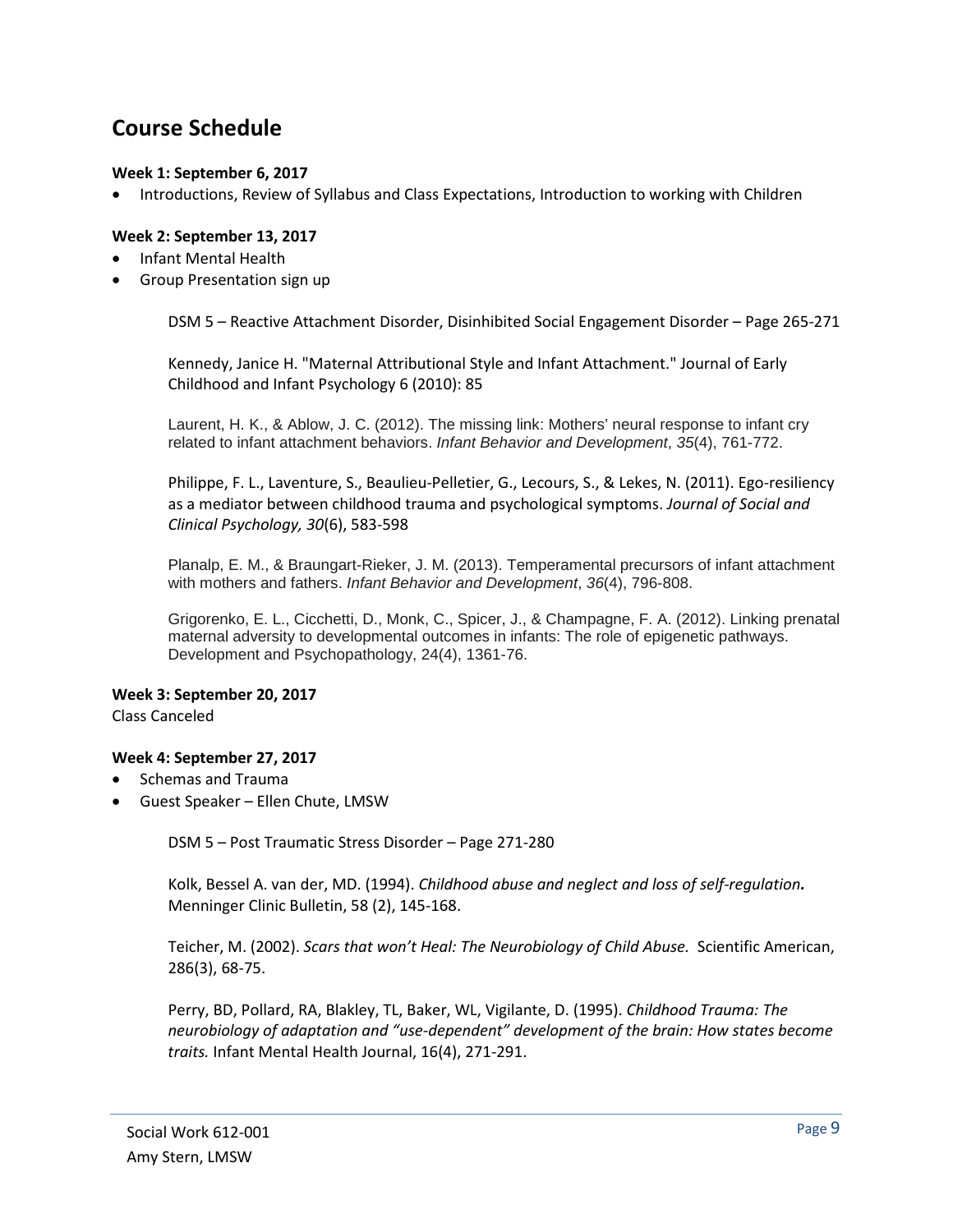## Course Schedule

**Week 1: September 6, 2017**

- Introductions, Review of Syllabus and Class Expectations, Introduction to working with Children

**Week 2: September 13, 2017**

- Infant Mental Health
- Group Presentation sign up

DSM 5 – Reactive Attachment Disorder, Disinhibited Social Engagement Disorder – Page 265-271

Kennedy, Janice H. "Maternal Attributional Style and Infant Attachment." Journal of Early Childhood and Infant Psychology 6 (2010): 85

Laurent, H. K., & Ablow, J. C. (2012). The missing link: Mothers' neural response to infant cry related to infant attachment behaviors. *Infant Behavior and Development*, *35*(4), 761-772.

Philippe, F. L., Laventure, S., Beaulieu-Pelletier, G., Lecours, S., & Lekes, N. (2011). Ego-resiliency as a mediator between childhood trauma and psychological symptoms. *Journal of Social and Clinical Psychology, 30*(6), 583-598

Planalp, E. M., & Braungart-Rieker, J. M. (2013). Temperamental precursors of infant attachment with mothers and fathers. *Infant Behavior and Development*, *36*(4), 796-808.

Grigorenko, E. L., Cicchetti, D., Monk, C., Spicer, J., & Champagne, F. A. (2012). Linking prenatal maternal adversity to developmental outcomes in infants: The role of epigenetic pathways. Development and Psychopathology, 24(4), 1361-76.

**Week 3: September 20, 2017**

Class Canceled

**Week 4: September 27, 2017**

- Schemas and Trauma
- Guest Speaker – Ellen Chute, LMSW

DSM 5 – Post Traumatic Stress Disorder – Page 271-280

Kolk, Bessel A. van der, MD. (1994). *Childhood abuse and neglect and loss of self-regulation.* Menninger Clinic Bulletin, 58 (2), 145-168.

Teicher, M. (2002). *Scars that won't Heal: The Neurobiology of Child Abuse.* Scientific American, 286(3), 68-75.

Perry, BD, Pollard, RA, Blakley, TL, Baker, WL, Vigilante, D. (1995). *Childhood Trauma: The neurobiology of adaptation and "use-dependent" development of the brain: How states become traits.* Infant Mental Health Journal, 16(4), 271-291.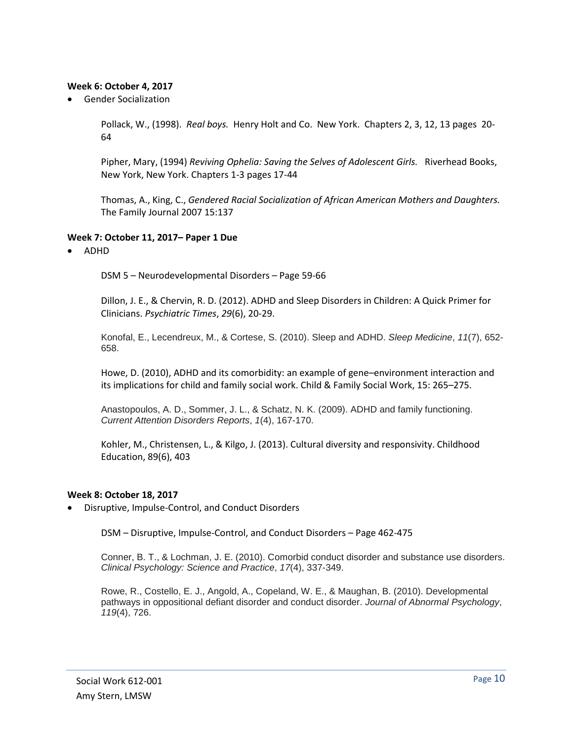**Week 6: October 4, 2017**

- Gender Socialization

  Pollack, W., (1998). *Real boys.* Henry Holt and Co. New York. Chapters 2, 3, 12, 13 pages 20-64

  Pipher, Mary, (1994) *Reviving Ophelia: Saving the Selves of Adolescent Girls.* Riverhead Books, New York, New York. Chapters 1-3 pages 17-44

  Thomas, A., King, C., *Gendered Racial Socialization of African American Mothers and Daughters.* The Family Journal 2007 15:137

**Week 7: October 11, 2017– Paper 1 Due**

- ADHD

  DSM 5 – Neurodevelopmental Disorders – Page 59-66

  Dillon, J. E., & Chervin, R. D. (2012). ADHD and Sleep Disorders in Children: A Quick Primer for Clinicians. *Psychiatric Times*, *29*(6), 20-29.

  Konofal, E., Lecendreux, M., & Cortese, S. (2010). Sleep and ADHD. *Sleep Medicine*, *11*(7), 652-658.

  Howe, D. (2010), ADHD and its comorbidity: an example of gene–environment interaction and its implications for child and family social work. Child & Family Social Work, 15: 265–275.

  Anastopoulos, A. D., Sommer, J. L., & Schatz, N. K. (2009). ADHD and family functioning. *Current Attention Disorders Reports*, *1*(4), 167-170.

  Kohler, M., Christensen, L., & Kilgo, J. (2013). Cultural diversity and responsivity. Childhood Education, 89(6), 403

**Week 8: October 18, 2017**

- Disruptive, Impulse-Control, and Conduct Disorders

  DSM – Disruptive, Impulse-Control, and Conduct Disorders – Page 462-475

  Conner, B. T., & Lochman, J. E. (2010). Comorbid conduct disorder and substance use disorders. *Clinical Psychology: Science and Practice*, *17*(4), 337-349.

  Rowe, R., Costello, E. J., Angold, A., Copeland, W. E., & Maughan, B. (2010). Developmental pathways in oppositional defiant disorder and conduct disorder. *Journal of Abnormal Psychology*, *119*(4), 726.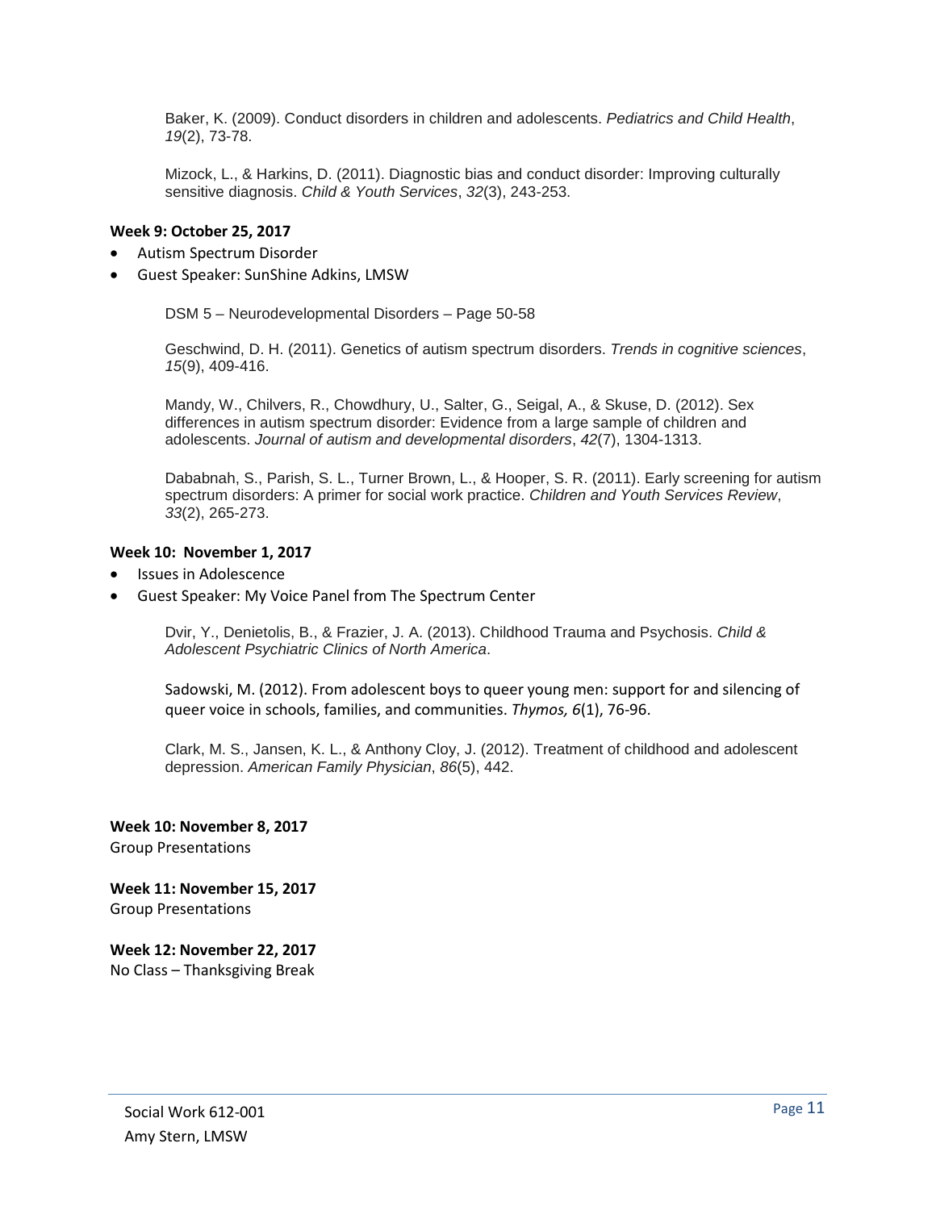Baker, K. (2009). Conduct disorders in children and adolescents. *Pediatrics and Child Health*, *19*(2), 73-78.

Mizock, L., & Harkins, D. (2011). Diagnostic bias and conduct disorder: Improving culturally sensitive diagnosis. *Child & Youth Services*, *32*(3), 243-253.

**Week 9: October 25, 2017**

- Autism Spectrum Disorder
- Guest Speaker: SunShine Adkins, LMSW

DSM 5 – Neurodevelopmental Disorders – Page 50-58

Geschwind, D. H. (2011). Genetics of autism spectrum disorders. *Trends in cognitive sciences*, *15*(9), 409-416.

Mandy, W., Chilvers, R., Chowdhury, U., Salter, G., Seigal, A., & Skuse, D. (2012). Sex differences in autism spectrum disorder: Evidence from a large sample of children and adolescents. *Journal of autism and developmental disorders*, *42*(7), 1304-1313.

Dababnah, S., Parish, S. L., Turner Brown, L., & Hooper, S. R. (2011). Early screening for autism spectrum disorders: A primer for social work practice. *Children and Youth Services Review*, *33*(2), 265-273.

**Week 10: November 1, 2017**

- Issues in Adolescence
- Guest Speaker: My Voice Panel from The Spectrum Center

Dvir, Y., Denietolis, B., & Frazier, J. A. (2013). Childhood Trauma and Psychosis. *Child & Adolescent Psychiatric Clinics of North America*.

Sadowski, M. (2012). From adolescent boys to queer young men: support for and silencing of queer voice in schools, families, and communities. *Thymos, 6*(1), 76-96.

Clark, M. S., Jansen, K. L., & Anthony Cloy, J. (2012). Treatment of childhood and adolescent depression. *American Family Physician*, *86*(5), 442.

**Week 10: November 8, 2017**
Group Presentations

**Week 11: November 15, 2017**
Group Presentations

**Week 12: November 22, 2017**
No Class – Thanksgiving Break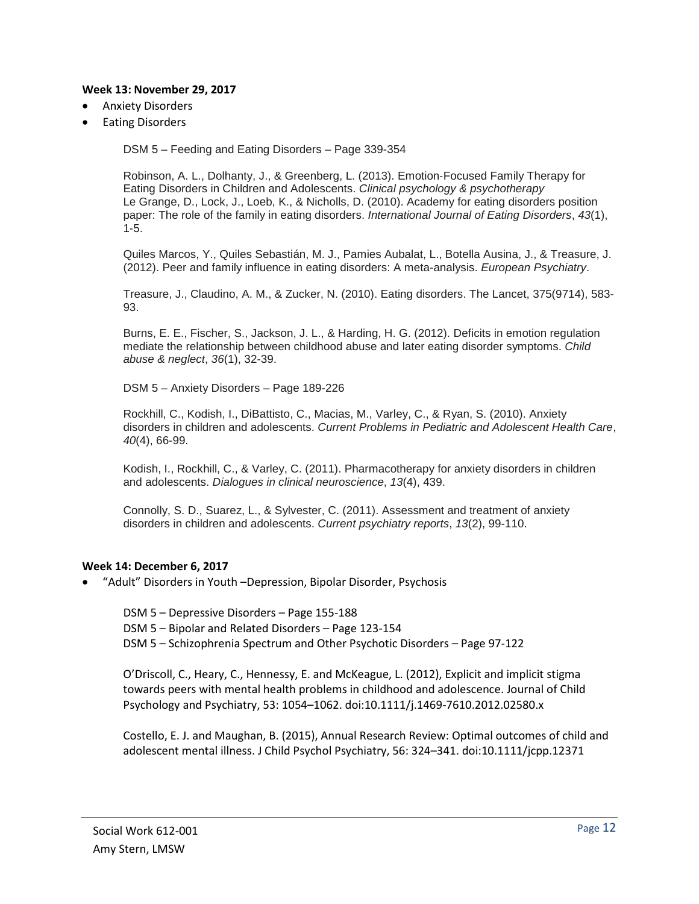**Week 13: November 29, 2017**

- Anxiety Disorders
- Eating Disorders

DSM 5 – Feeding and Eating Disorders – Page 339-354

Robinson, A. L., Dolhanty, J., & Greenberg, L. (2013). Emotion-Focused Family Therapy for Eating Disorders in Children and Adolescents. *Clinical psychology & psychotherapy*
Le Grange, D., Lock, J., Loeb, K., & Nicholls, D. (2010). Academy for eating disorders position paper: The role of the family in eating disorders. *International Journal of Eating Disorders*, *43*(1), 1-5.

Quiles Marcos, Y., Quiles Sebastián, M. J., Pamies Aubalat, L., Botella Ausina, J., & Treasure, J. (2012). Peer and family influence in eating disorders: A meta-analysis. *European Psychiatry*.

Treasure, J., Claudino, A. M., & Zucker, N. (2010). Eating disorders. The Lancet, 375(9714), 583-93.

Burns, E. E., Fischer, S., Jackson, J. L., & Harding, H. G. (2012). Deficits in emotion regulation mediate the relationship between childhood abuse and later eating disorder symptoms. *Child abuse & neglect*, *36*(1), 32-39.

DSM 5 – Anxiety Disorders – Page 189-226

Rockhill, C., Kodish, I., DiBattisto, C., Macias, M., Varley, C., & Ryan, S. (2010). Anxiety disorders in children and adolescents. *Current Problems in Pediatric and Adolescent Health Care*, *40*(4), 66-99.

Kodish, I., Rockhill, C., & Varley, C. (2011). Pharmacotherapy for anxiety disorders in children and adolescents. *Dialogues in clinical neuroscience*, *13*(4), 439.

Connolly, S. D., Suarez, L., & Sylvester, C. (2011). Assessment and treatment of anxiety disorders in children and adolescents. *Current psychiatry reports*, *13*(2), 99-110.

**Week 14: December 6, 2017**

- "Adult" Disorders in Youth –Depression, Bipolar Disorder, Psychosis

DSM 5 – Depressive Disorders – Page 155-188
DSM 5 – Bipolar and Related Disorders – Page 123-154
DSM 5 – Schizophrenia Spectrum and Other Psychotic Disorders – Page 97-122

O'Driscoll, C., Heary, C., Hennessy, E. and McKeague, L. (2012), Explicit and implicit stigma towards peers with mental health problems in childhood and adolescence. Journal of Child Psychology and Psychiatry, 53: 1054–1062. doi:10.1111/j.1469-7610.2012.02580.x

Costello, E. J. and Maughan, B. (2015), Annual Research Review: Optimal outcomes of child and adolescent mental illness. J Child Psychol Psychiatry, 56: 324–341. doi:10.1111/jcpp.12371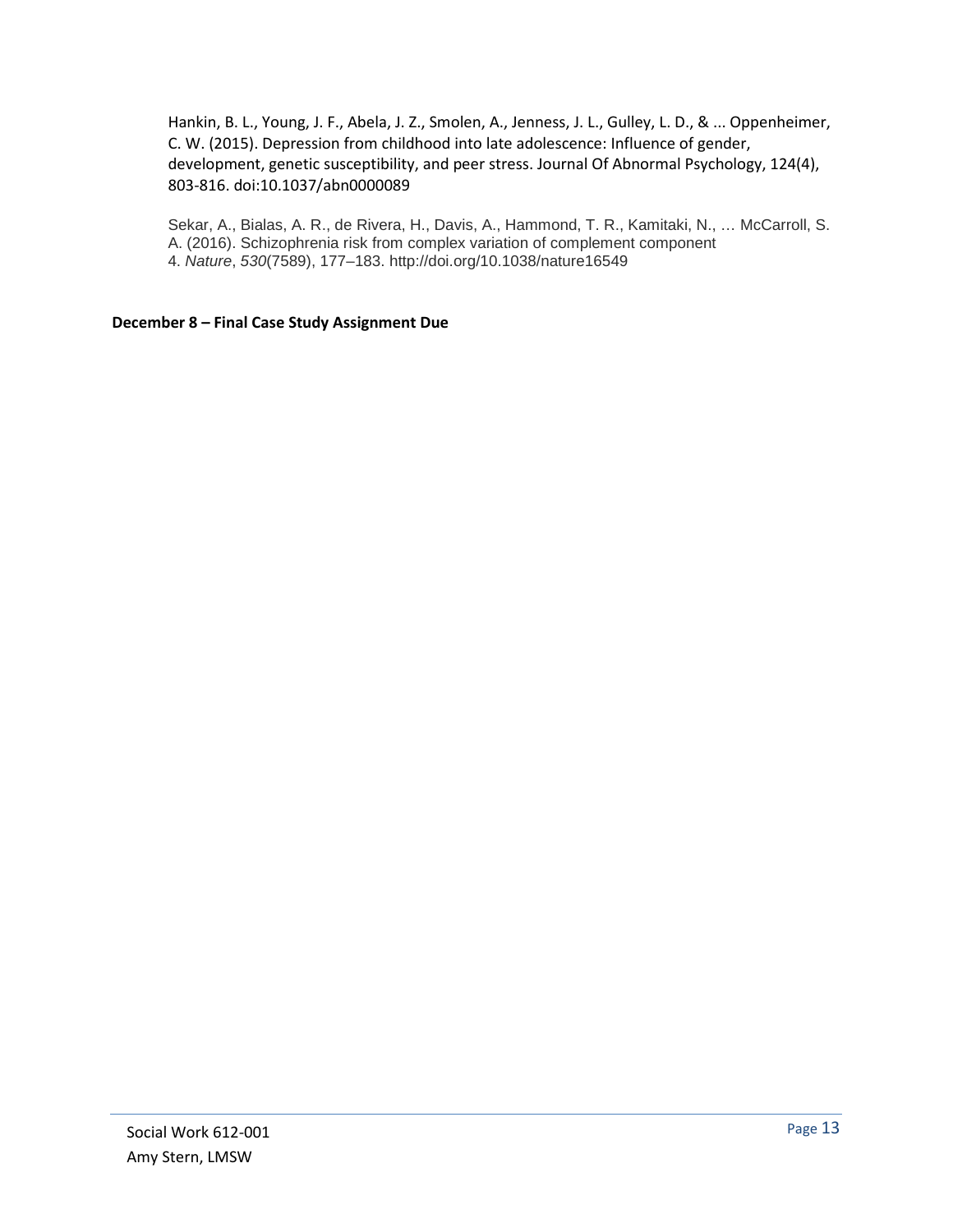Hankin, B. L., Young, J. F., Abela, J. Z., Smolen, A., Jenness, J. L., Gulley, L. D., & ... Oppenheimer, C. W. (2015). Depression from childhood into late adolescence: Influence of gender, development, genetic susceptibility, and peer stress. Journal Of Abnormal Psychology, 124(4), 803-816. doi:10.1037/abn0000089

Sekar, A., Bialas, A. R., de Rivera, H., Davis, A., Hammond, T. R., Kamitaki, N., … McCarroll, S. A. (2016). Schizophrenia risk from complex variation of complement component 4. *Nature*, *530*(7589), 177–183. http://doi.org/10.1038/nature16549

**December 8 – Final Case Study Assignment Due**